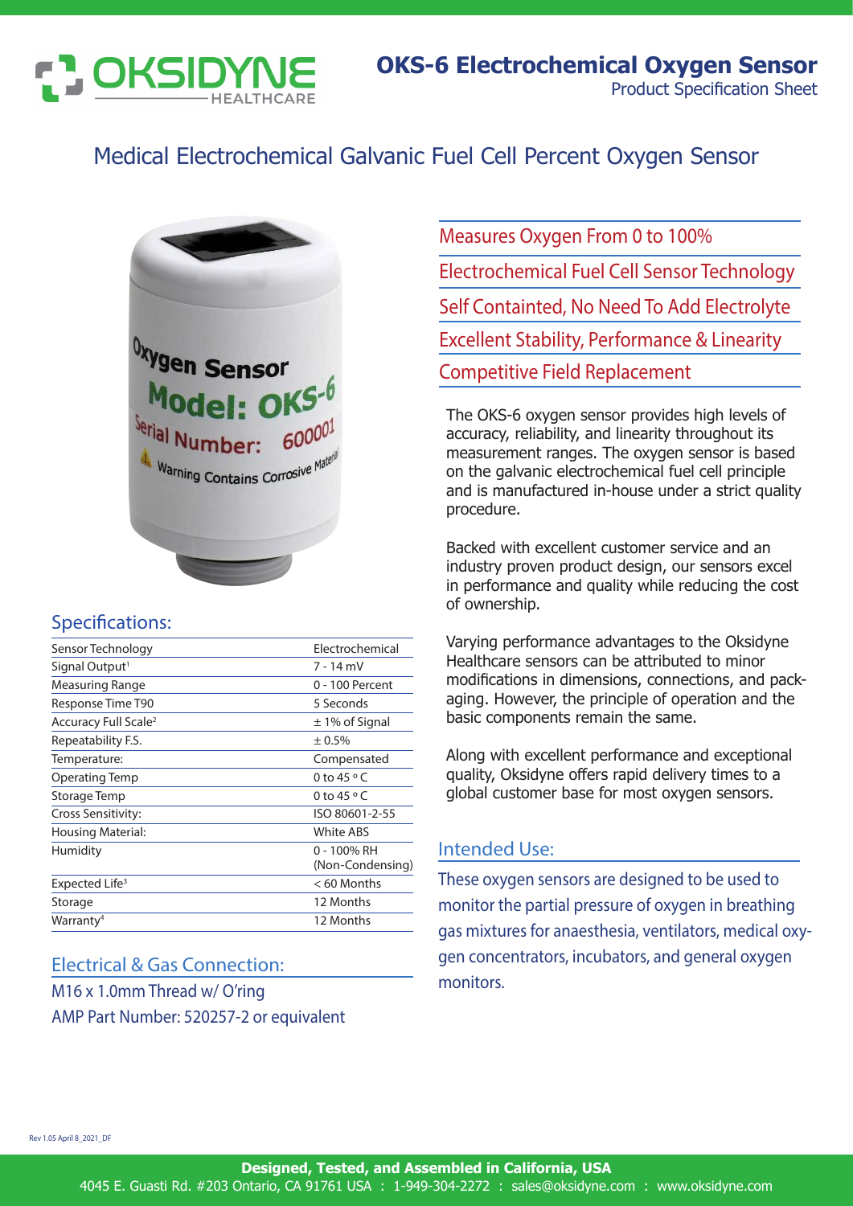# OKS-6 Electrochemical Oxygen Sensor

Product Specification Sheet

## Medical Electrochemical Galvanic Fuel Cell Percent Oxygen Sensor

- Measures Oxygen From 0 to 100%
- Electrochemical Fuel Cell Sensor Technology
- Self Containted, No Need To Add Electrolyte
- Excellent Stability, Performance & Linearity
- Competitive Field Replacement

The OKS-6 oxygen sensor provides high levels of accuracy, reliability, and linearity throughout its measurement ranges. The oxygen sensor is based on the galvanic electrochemical fuel cell principle and is manufactured in-house under a strict quality procedure.

Backed with excellent customer service and an industry proven product design, our sensors excel in performance and quality while reducing the cost of ownership.

Varying performance advantages to the Oksidyne Healthcare sensors can be attributed to minor modifications in dimensions, connections, and packaging. However, the principle of operation and the basic components remain the same.

Along with excellent performance and exceptional quality, Oksidyne offers rapid delivery times to a global customer base for most oxygen sensors.

### Specifications:

| | |
|---|---|
| Sensor Technology | Electrochemical |
| Signal Output[1] | 7 - 14 mV |
| Measuring Range | 0 - 100 Percent |
| Response Time T90 | 5 Seconds |
| Accuracy Full Scale[2] | ± 1% of Signal |
| Repeatability F.S. | ± 0.5% |
| Temperature: | Compensated |
| Operating Temp | 0 to 45 °C |
| Storage Temp | 0 to 45 °C |
| Cross Sensitivity: | ISO 80601-2-55 |
| Housing Material: | White ABS |
| Humidity | 0 - 100% RH (Non-Condensing) |
| Expected Life[3] | < 60 Months |
| Storage | 12 Months |
| Warranty[4] | 12 Months |

### Intended Use:

These oxygen sensors are designed to be used to monitor the partial pressure of oxygen in breathing gas mixtures for anaesthesia, ventilators, medical oxygen concentrators, incubators, and general oxygen monitors.

### Electrical & Gas Connection:

M16 x 1.0mm Thread w/ O'ring

AMP Part Number: 520257-2 or equivalent

Rev 1.05 April 8_2021_DF

**Designed, Tested, and Assembled in California, USA**

4045 E. Guasti Rd. #203 Ontario, CA 91761 USA : 1-949-304-2272 : sales@oksidyne.com : www.oksidyne.com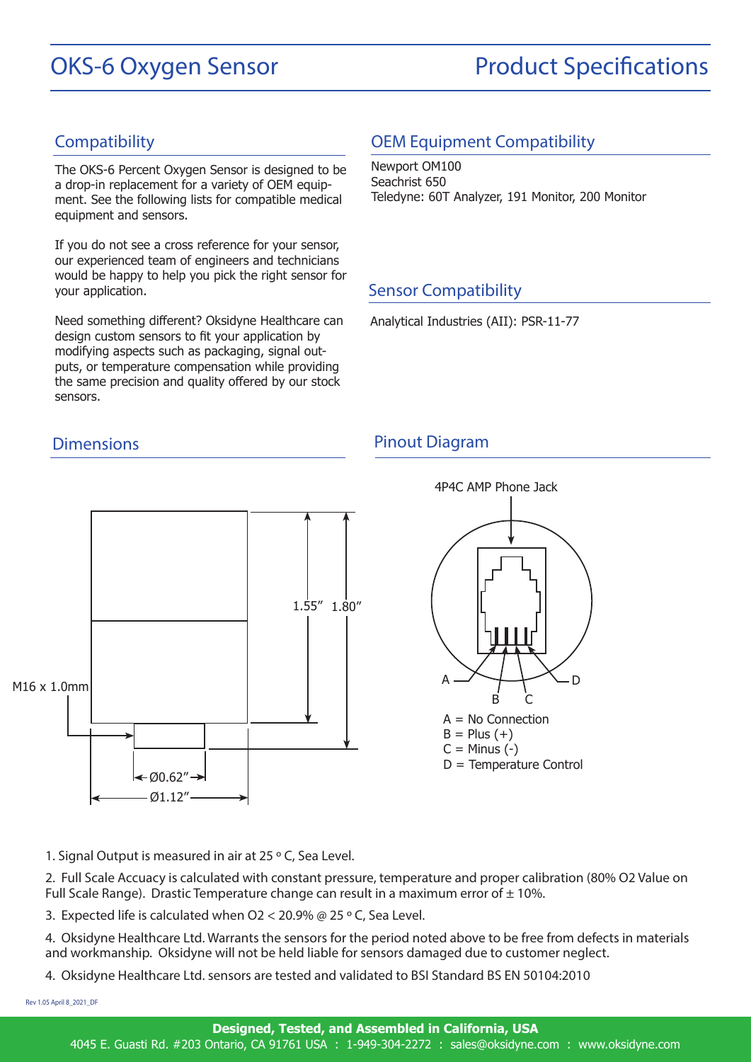# OKS-6 Oxygen Sensor

# Product Specifications

## Compatibility

The OKS-6 Percent Oxygen Sensor is designed to be a drop-in replacement for a variety of OEM equipment. See the following lists for compatible medical equipment and sensors.

If you do not see a cross reference for your sensor, our experienced team of engineers and technicians would be happy to help you pick the right sensor for your application.

Need something different? Oksidyne Healthcare can design custom sensors to fit your application by modifying aspects such as packaging, signal outputs, or temperature compensation while providing the same precision and quality offered by our stock sensors.

## OEM Equipment Compatibility

Newport OM100
Seachrist 650
Teledyne: 60T Analyzer, 191 Monitor, 200 Monitor

## Sensor Compatibility

Analytical Industries (AII): PSR-11-77

## Dimensions

1.55″
1.80″
M16 x 1.0mm
Ø0.62″
Ø1.12″

## Pinout Diagram

4P4C AMP Phone Jack

A B C D

A = No Connection
B = Plus (+)
C = Minus (-)
D = Temperature Control

1. Signal Output is measured in air at 25 º C, Sea Level.

2. Full Scale Accuacy is calculated with constant pressure, temperature and proper calibration (80% O2 Value on Full Scale Range). Drastic Temperature change can result in a maximum error of ± 10%.

3. Expected life is calculated when O2 < 20.9% @ 25 º C, Sea Level.

4. Oksidyne Healthcare Ltd. Warrants the sensors for the period noted above to be free from defects in materials and workmanship. Oksidyne will not be held liable for sensors damaged due to customer neglect.

4. Oksidyne Healthcare Ltd. sensors are tested and validated to BSI Standard BS EN 50104:2010

Rev 1.05 April 8_2021_DF

**Designed, Tested, and Assembled in California, USA**

4045 E. Guasti Rd. #203 Ontario, CA 91761 USA : 1-949-304-2272 : sales@oksidyne.com : www.oksidyne.com